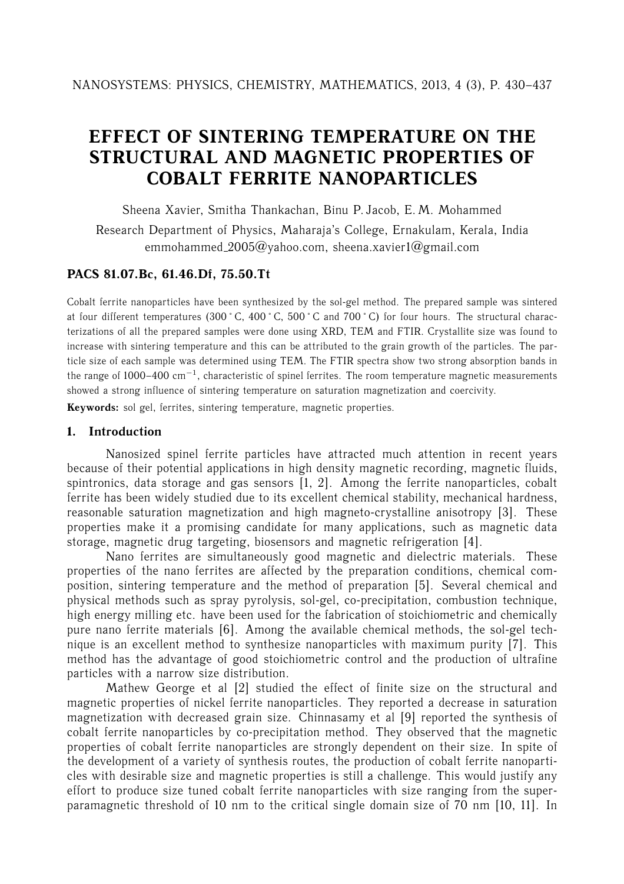# EFFECT OF SINTERING TEMPERATURE ON THE STRUCTURAL AND MAGNETIC PROPERTIES OF COBALT FERRITE NANOPARTICLES

Sheena Xavier, Smitha Thankachan, Binu P. Jacob, E. M. Mohammed

Research Department of Physics, Maharaja's College, Ernakulam, Kerala, India
emmohammed_2005@yahoo.com, sheena.xavier1@gmail.com

**PACS 81.07.Bc, 61.46.Df, 75.50.Tt**

Cobalt ferrite nanoparticles have been synthesized by the sol-gel method. The prepared sample was sintered at four different temperatures (300 °C, 400 °C, 500 °C and 700 °C) for four hours. The structural characterizations of all the prepared samples were done using XRD, TEM and FTIR. Crystallite size was found to increase with sintering temperature and this can be attributed to the grain growth of the particles. The particle size of each sample was determined using TEM. The FTIR spectra show two strong absorption bands in the range of 1000–400 $cm^{-1}$, characteristic of spinel ferrites. The room temperature magnetic measurements showed a strong influence of sintering temperature on saturation magnetization and coercivity.

**Keywords:** sol gel, ferrites, sintering temperature, magnetic properties.

## 1. Introduction

Nanosized spinel ferrite particles have attracted much attention in recent years because of their potential applications in high density magnetic recording, magnetic fluids, spintronics, data storage and gas sensors [1, 2]. Among the ferrite nanoparticles, cobalt ferrite has been widely studied due to its excellent chemical stability, mechanical hardness, reasonable saturation magnetization and high magneto-crystalline anisotropy [3]. These properties make it a promising candidate for many applications, such as magnetic data storage, magnetic drug targeting, biosensors and magnetic refrigeration [4].

Nano ferrites are simultaneously good magnetic and dielectric materials. These properties of the nano ferrites are affected by the preparation conditions, chemical composition, sintering temperature and the method of preparation [5]. Several chemical and physical methods such as spray pyrolysis, sol-gel, co-precipitation, combustion technique, high energy milling etc. have been used for the fabrication of stoichiometric and chemically pure nano ferrite materials [6]. Among the available chemical methods, the sol-gel technique is an excellent method to synthesize nanoparticles with maximum purity [7]. This method has the advantage of good stoichiometric control and the production of ultrafine particles with a narrow size distribution.

Mathew George et al [2] studied the effect of finite size on the structural and magnetic properties of nickel ferrite nanoparticles. They reported a decrease in saturation magnetization with decreased grain size. Chinnasamy et al [9] reported the synthesis of cobalt ferrite nanoparticles by co-precipitation method. They observed that the magnetic properties of cobalt ferrite nanoparticles are strongly dependent on their size. In spite of the development of a variety of synthesis routes, the production of cobalt ferrite nanoparticles with desirable size and magnetic properties is still a challenge. This would justify any effort to produce size tuned cobalt ferrite nanoparticles with size ranging from the superparamagnetic threshold of 10 nm to the critical single domain size of 70 nm [10, 11]. In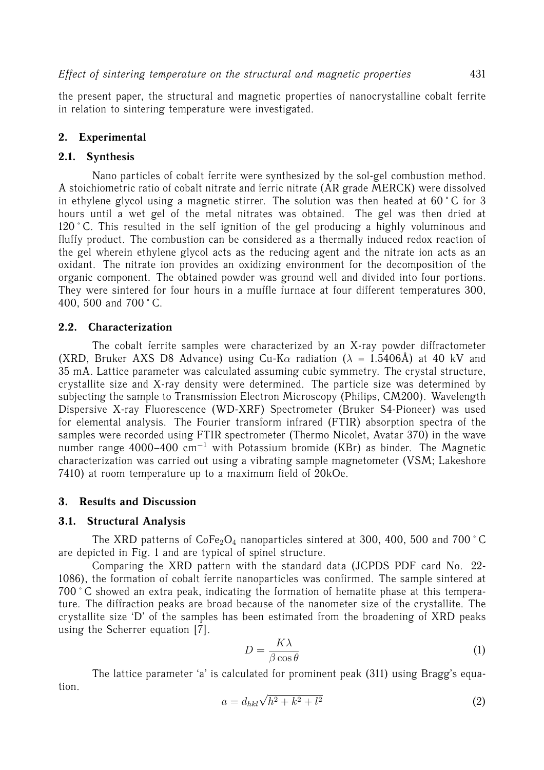the present paper, the structural and magnetic properties of nanocrystalline cobalt ferrite in relation to sintering temperature were investigated.

## 2. Experimental

### 2.1. Synthesis

Nano particles of cobalt ferrite were synthesized by the sol-gel combustion method. A stoichiometric ratio of cobalt nitrate and ferric nitrate (AR grade MERCK) were dissolved in ethylene glycol using a magnetic stirrer. The solution was then heated at 60 °C for 3 hours until a wet gel of the metal nitrates was obtained. The gel was then dried at 120 °C. This resulted in the self ignition of the gel producing a highly voluminous and fluffy product. The combustion can be considered as a thermally induced redox reaction of the gel wherein ethylene glycol acts as the reducing agent and the nitrate ion acts as an oxidant. The nitrate ion provides an oxidizing environment for the decomposition of the organic component. The obtained powder was ground well and divided into four portions. They were sintered for four hours in a muffle furnace at four different temperatures 300, 400, 500 and 700 °C.

### 2.2. Characterization

The cobalt ferrite samples were characterized by an X-ray powder diffractometer (XRD, Bruker AXS D8 Advance) using Cu-K$\alpha$ radiation ($\lambda$ = 1.5406Å) at 40 kV and 35 mA. Lattice parameter was calculated assuming cubic symmetry. The crystal structure, crystallite size and X-ray density were determined. The particle size was determined by subjecting the sample to Transmission Electron Microscopy (Philips, CM200). Wavelength Dispersive X-ray Fluorescence (WD-XRF) Spectrometer (Bruker S4-Pioneer) was used for elemental analysis. The Fourier transform infrared (FTIR) absorption spectra of the samples were recorded using FTIR spectrometer (Thermo Nicolet, Avatar 370) in the wave number range 4000–400 cm$^{-1}$ with Potassium bromide (KBr) as binder. The Magnetic characterization was carried out using a vibrating sample magnetometer (VSM; Lakeshore 7410) at room temperature up to a maximum field of 20kOe.

## 3. Results and Discussion

### 3.1. Structural Analysis

The XRD patterns of $CoFe_2O_4$ nanoparticles sintered at 300, 400, 500 and 700 °C are depicted in Fig. 1 and are typical of spinel structure.

Comparing the XRD pattern with the standard data (JCPDS PDF card No. 22-1086), the formation of cobalt ferrite nanoparticles was confirmed. The sample sintered at 700 °C showed an extra peak, indicating the formation of hematite phase at this temperature. The diffraction peaks are broad because of the nanometer size of the crystallite. The crystallite size ‘D’ of the samples has been estimated from the broadening of XRD peaks using the Scherrer equation [7].

$$D = \frac{K\lambda}{\beta \cos\theta} \tag{1}$$

The lattice parameter ‘a’ is calculated for prominent peak (311) using Bragg’s equation.

$$a = d_{hkl}\sqrt{h^2 + k^2 + l^2} \tag{2}$$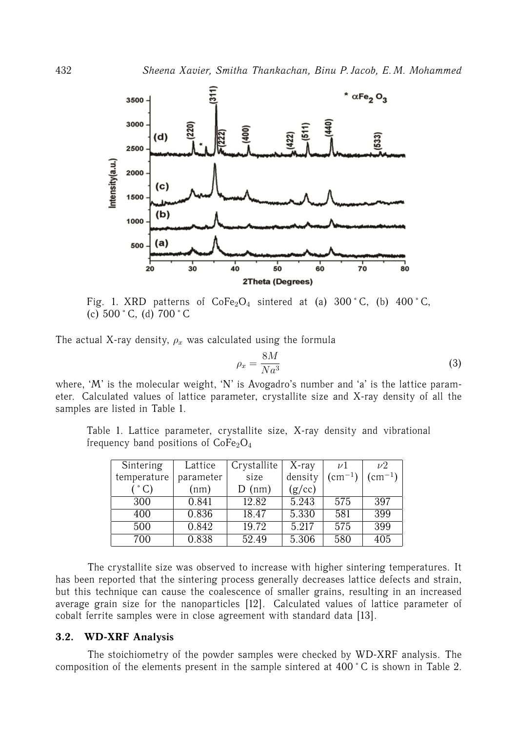Fig. 1. XRD patterns of $CoFe_2O_4$ sintered at (a) 300 °C, (b) 400 °C, (c) 500 °C, (d) 700 °C

The actual X-ray density, $\rho_x$ was calculated using the formula

$$\rho_x = \frac{8M}{Na^3} \tag{3}$$

where, 'M' is the molecular weight, 'N' is Avogadro's number and 'a' is the lattice parameter. Calculated values of lattice parameter, crystallite size and X-ray density of all the samples are listed in Table 1.

Table 1. Lattice parameter, crystallite size, X-ray density and vibrational frequency band positions of $CoFe_2O_4$

| Sintering temperature (°C) | Lattice parameter (nm) | Crystallite size D (nm) | X-ray density (g/cc) | $\nu 1$ ($cm^{-1}$) | $\nu 2$ ($cm^{-1}$) |
|---|---|---|---|---|---|
| 300 | 0.841 | 12.82 | 5.243 | 575 | 397 |
| 400 | 0.836 | 18.47 | 5.330 | 581 | 399 |
| 500 | 0.842 | 19.72 | 5.217 | 575 | 399 |
| 700 | 0.838 | 52.49 | 5.306 | 580 | 405 |

The crystallite size was observed to increase with higher sintering temperatures. It has been reported that the sintering process generally decreases lattice defects and strain, but this technique can cause the coalescence of smaller grains, resulting in an increased average grain size for the nanoparticles [12]. Calculated values of lattice parameter of cobalt ferrite samples were in close agreement with standard data [13].

### 3.2. WD-XRF Analysis

The stoichiometry of the powder samples were checked by WD-XRF analysis. The composition of the elements present in the sample sintered at 400 °C is shown in Table 2.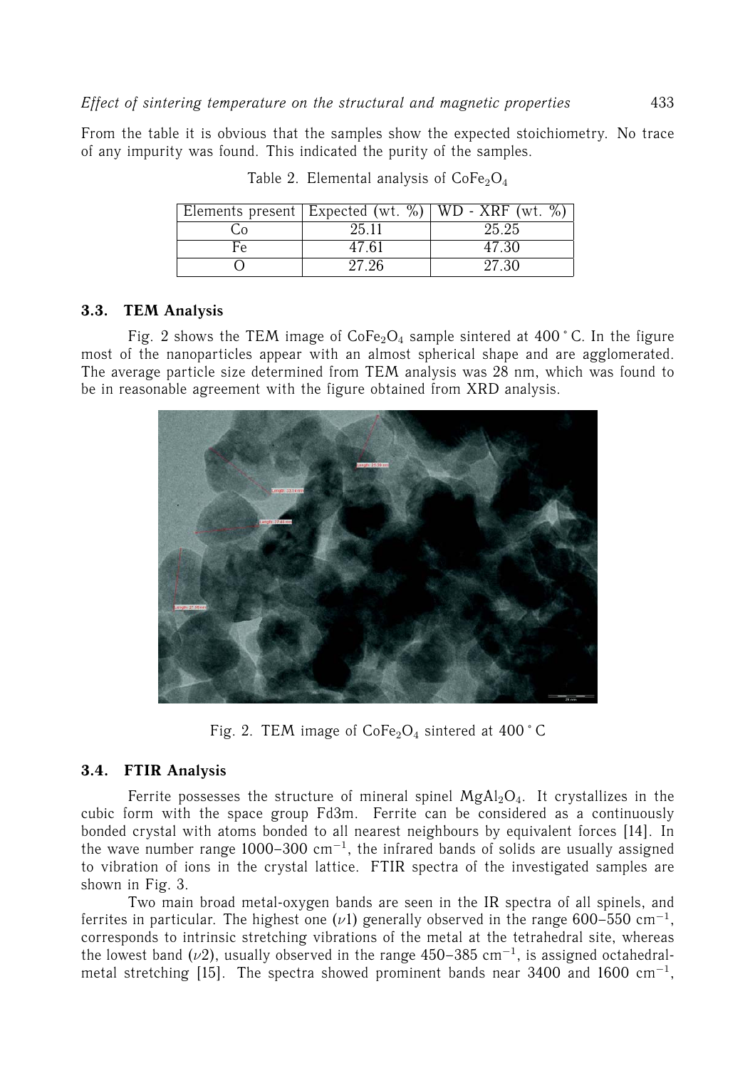From the table it is obvious that the samples show the expected stoichiometry. No trace of any impurity was found. This indicated the purity of the samples.

Table 2. Elemental analysis of $CoFe_2O_4$

| Elements present | Expected (wt. %) | WD - XRF (wt. %) |
|---|---|---|
| Co | 25.11 | 25.25 |
| Fe | 47.61 | 47.30 |
| O | 27.26 | 27.30 |

### 3.3. TEM Analysis

Fig. 2 shows the TEM image of $CoFe_2O_4$ sample sintered at 400 °C. In the figure most of the nanoparticles appear with an almost spherical shape and are agglomerated. The average particle size determined from TEM analysis was 28 nm, which was found to be in reasonable agreement with the figure obtained from XRD analysis.

Fig. 2. TEM image of $CoFe_2O_4$ sintered at 400 °C

### 3.4. FTIR Analysis

Ferrite possesses the structure of mineral spinel $MgAl_2O_4$. It crystallizes in the cubic form with the space group Fd3m. Ferrite can be considered as a continuously bonded crystal with atoms bonded to all nearest neighbours by equivalent forces [14]. In the wave number range 1000–300 $cm^{-1}$, the infrared bands of solids are usually assigned to vibration of ions in the crystal lattice. FTIR spectra of the investigated samples are shown in Fig. 3.

Two main broad metal-oxygen bands are seen in the IR spectra of all spinels, and ferrites in particular. The highest one ($\nu 1$) generally observed in the range 600–550 $cm^{-1}$, corresponds to intrinsic stretching vibrations of the metal at the tetrahedral site, whereas the lowest band ($\nu 2$), usually observed in the range 450–385 $cm^{-1}$, is assigned octahedral-metal stretching [15]. The spectra showed prominent bands near 3400 and 1600 $cm^{-1}$,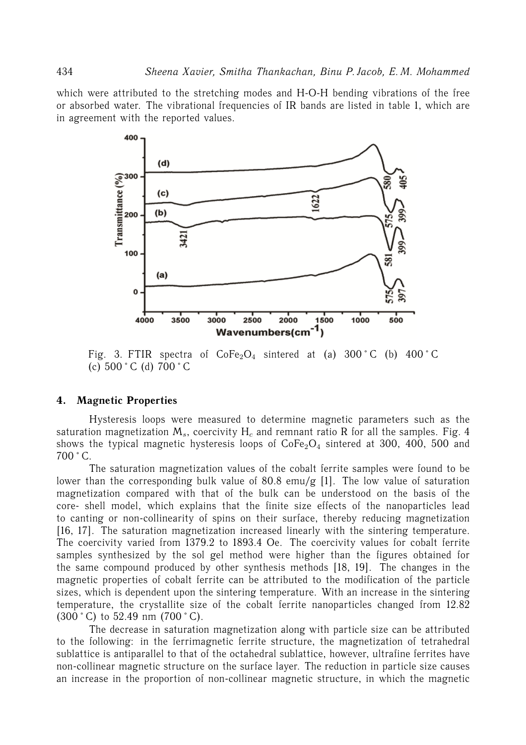which were attributed to the stretching modes and H-O-H bending vibrations of the free or absorbed water. The vibrational frequencies of IR bands are listed in table 1, which are in agreement with the reported values.

Fig. 3. FTIR spectra of $CoFe_2O_4$ sintered at (a) 300 °C (b) 400 °C (c) 500 °C (d) 700 °C

## 4. Magnetic Properties

Hysteresis loops were measured to determine magnetic parameters such as the saturation magnetization $M_s$, coercivity $H_c$ and remnant ratio R for all the samples. Fig. 4 shows the typical magnetic hysteresis loops of $CoFe_2O_4$ sintered at 300, 400, 500 and 700 °C.

The saturation magnetization values of the cobalt ferrite samples were found to be lower than the corresponding bulk value of 80.8 emu/g [1]. The low value of saturation magnetization compared with that of the bulk can be understood on the basis of the core- shell model, which explains that the finite size effects of the nanoparticles lead to canting or non-collinearity of spins on their surface, thereby reducing magnetization [16, 17]. The saturation magnetization increased linearly with the sintering temperature. The coercivity varied from 1379.2 to 1893.4 Oe. The coercivity values for cobalt ferrite samples synthesized by the sol gel method were higher than the figures obtained for the same compound produced by other synthesis methods [18, 19]. The changes in the magnetic properties of cobalt ferrite can be attributed to the modification of the particle sizes, which is dependent upon the sintering temperature. With an increase in the sintering temperature, the crystallite size of the cobalt ferrite nanoparticles changed from 12.82 (300 °C) to 52.49 nm (700 °C).

The decrease in saturation magnetization along with particle size can be attributed to the following: in the ferrimagnetic ferrite structure, the magnetization of tetrahedral sublattice is antiparallel to that of the octahedral sublattice, however, ultrafine ferrites have non-collinear magnetic structure on the surface layer. The reduction in particle size causes an increase in the proportion of non-collinear magnetic structure, in which the magnetic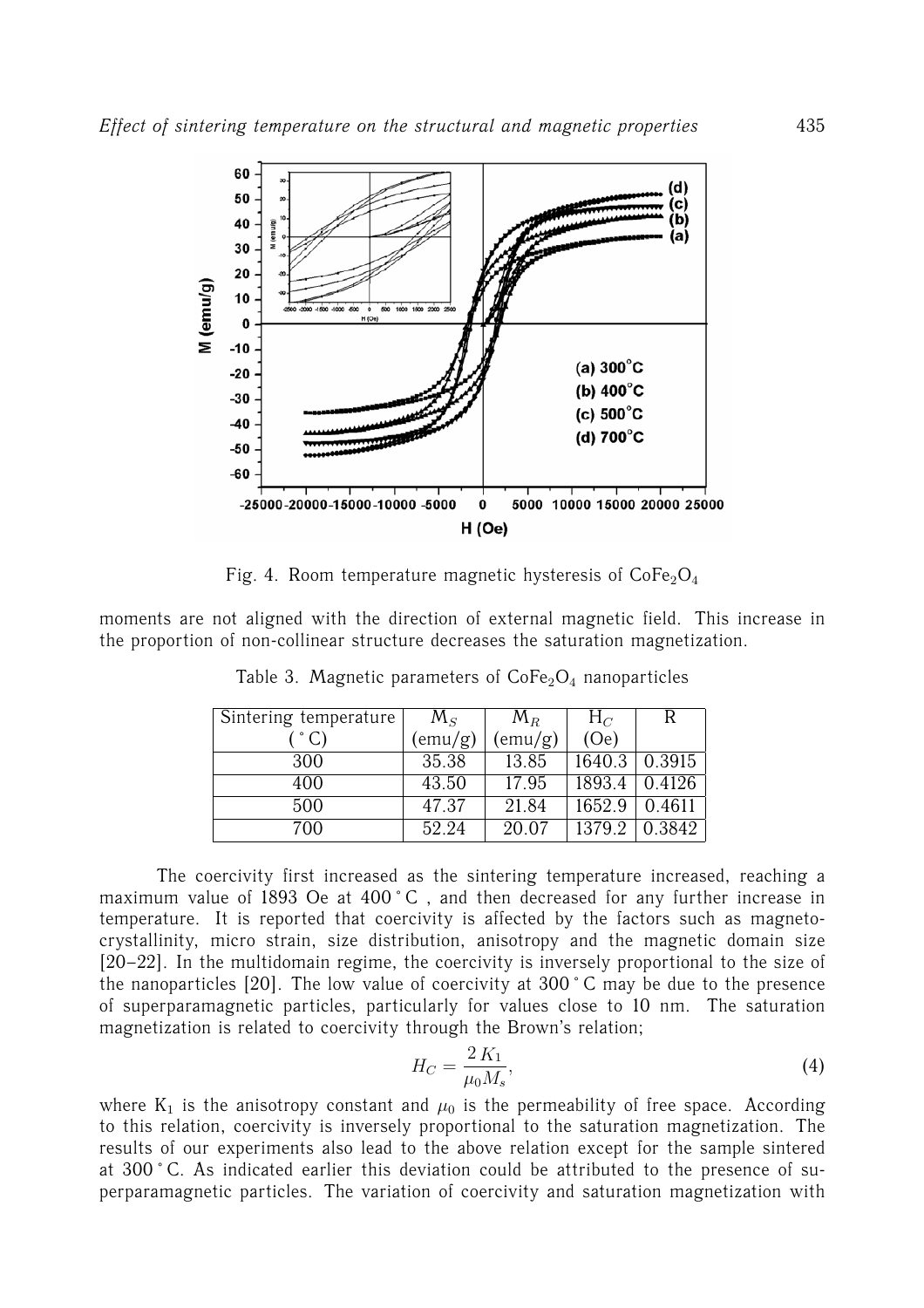Fig. 4. Room temperature magnetic hysteresis of $CoFe_2O_4$

moments are not aligned with the direction of external magnetic field. This increase in the proportion of non-collinear structure decreases the saturation magnetization.

Table 3. Magnetic parameters of $CoFe_2O_4$ nanoparticles

| Sintering temperature (°C) | $M_S$ (emu/g) | $M_R$ (emu/g) | $H_C$ (Oe) | R |
|---|---|---|---|---|
| 300 | 35.38 | 13.85 | 1640.3 | 0.3915 |
| 400 | 43.50 | 17.95 | 1893.4 | 0.4126 |
| 500 | 47.37 | 21.84 | 1652.9 | 0.4611 |
| 700 | 52.24 | 20.07 | 1379.2 | 0.3842 |

The coercivity first increased as the sintering temperature increased, reaching a maximum value of 1893 Oe at 400 °C , and then decreased for any further increase in temperature. It is reported that coercivity is affected by the factors such as magneto-crystallinity, micro strain, size distribution, anisotropy and the magnetic domain size [20–22]. In the multidomain regime, the coercivity is inversely proportional to the size of the nanoparticles [20]. The low value of coercivity at 300 °C may be due to the presence of superparamagnetic particles, particularly for values close to 10 nm. The saturation magnetization is related to coercivity through the Brown's relation;

$$H_C = \frac{2\,K_1}{\mu_0 M_s}, \tag{4}$$

where $K_1$ is the anisotropy constant and $\mu_0$ is the permeability of free space. According to this relation, coercivity is inversely proportional to the saturation magnetization. The results of our experiments also lead to the above relation except for the sample sintered at 300 °C. As indicated earlier this deviation could be attributed to the presence of superparamagnetic particles. The variation of coercivity and saturation magnetization with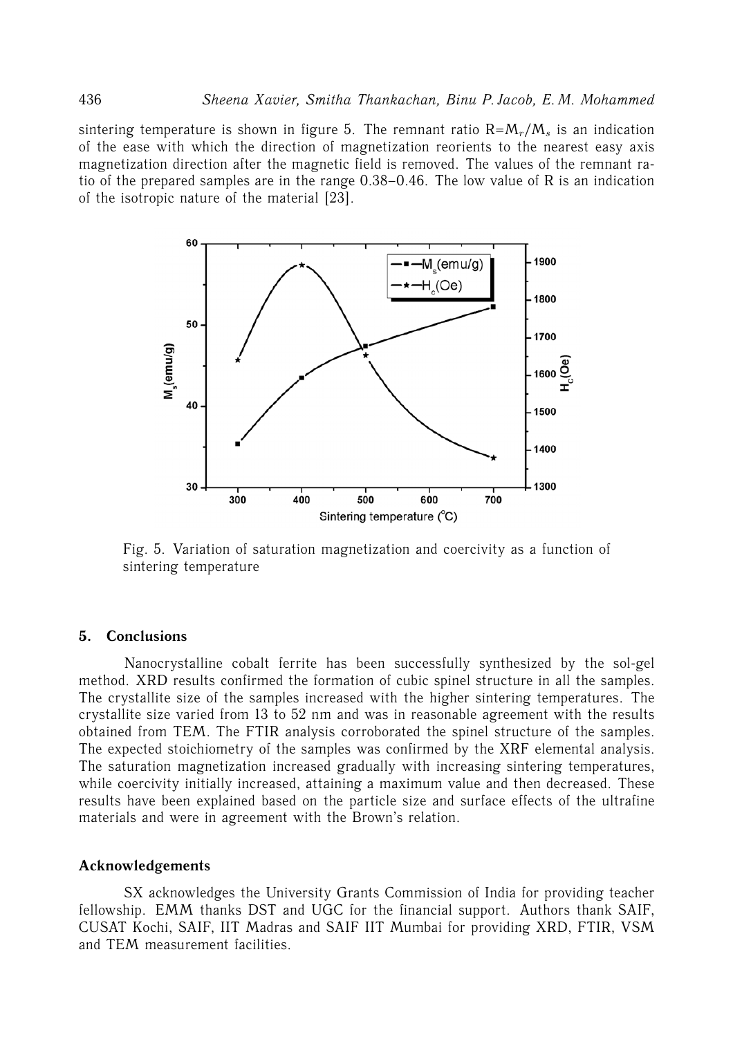sintering temperature is shown in figure 5. The remnant ratio $R=M_r/M_s$ is an indication of the ease with which the direction of magnetization reorients to the nearest easy axis magnetization direction after the magnetic field is removed. The values of the remnant ratio of the prepared samples are in the range 0.38–0.46. The low value of R is an indication of the isotropic nature of the material [23].

Fig. 5. Variation of saturation magnetization and coercivity as a function of sintering temperature

## 5. Conclusions

Nanocrystalline cobalt ferrite has been successfully synthesized by the sol-gel method. XRD results confirmed the formation of cubic spinel structure in all the samples. The crystallite size of the samples increased with the higher sintering temperatures. The crystallite size varied from 13 to 52 nm and was in reasonable agreement with the results obtained from TEM. The FTIR analysis corroborated the spinel structure of the samples. The expected stoichiometry of the samples was confirmed by the XRF elemental analysis. The saturation magnetization increased gradually with increasing sintering temperatures, while coercivity initially increased, attaining a maximum value and then decreased. These results have been explained based on the particle size and surface effects of the ultrafine materials and were in agreement with the Brown's relation.

## Acknowledgements

SX acknowledges the University Grants Commission of India for providing teacher fellowship. EMM thanks DST and UGC for the financial support. Authors thank SAIF, CUSAT Kochi, SAIF, IIT Madras and SAIF IIT Mumbai for providing XRD, FTIR, VSM and TEM measurement facilities.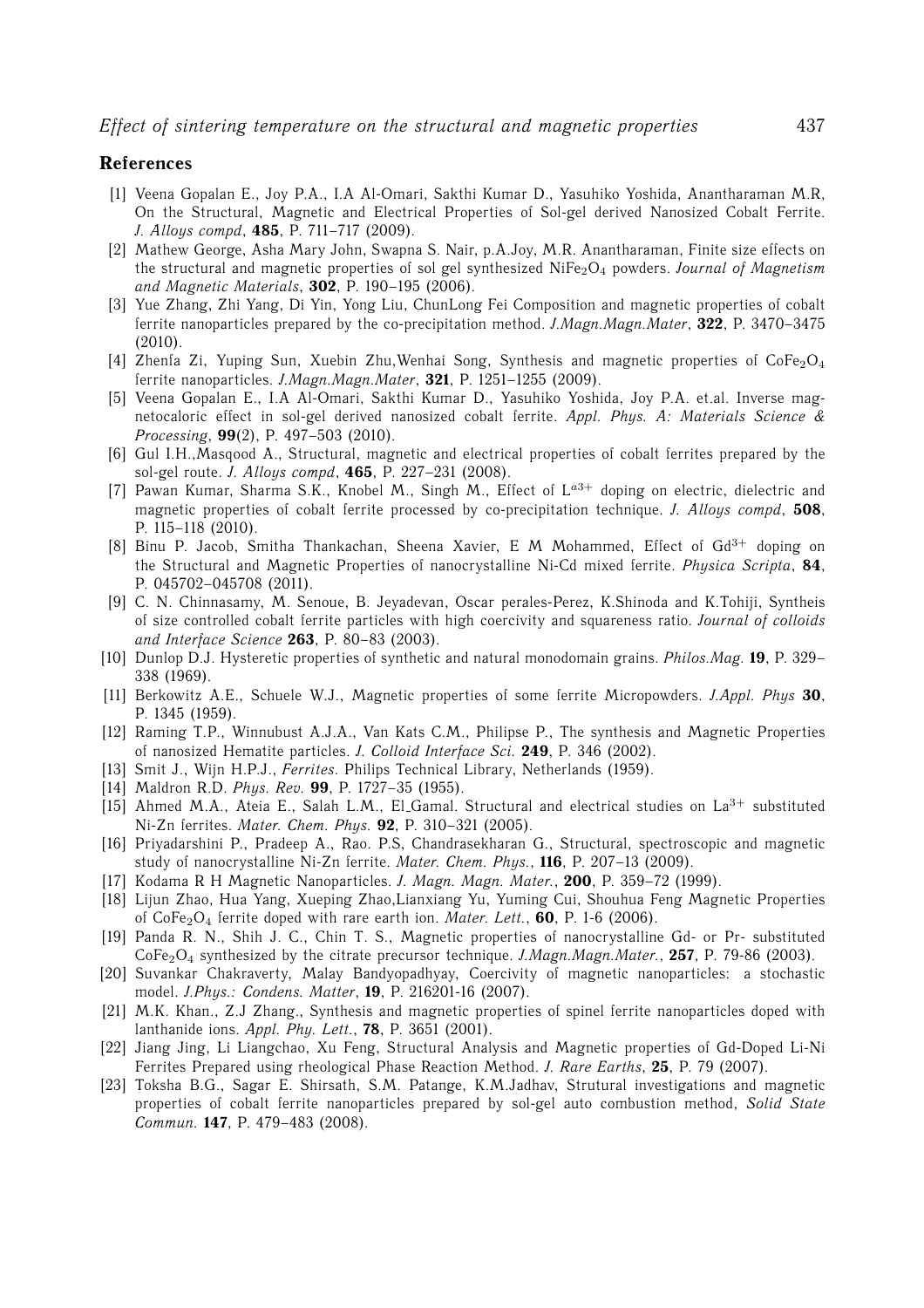## References

[1] Veena Gopalan E., Joy P.A., I.A Al-Omari, Sakthi Kumar D., Yasuhiko Yoshida, Anantharaman M.R, On the Structural, Magnetic and Electrical Properties of Sol-gel derived Nanosized Cobalt Ferrite. *J. Alloys compd*, **485**, P. 711–717 (2009).

[2] Mathew George, Asha Mary John, Swapna S. Nair, p.A.Joy, M.R. Anantharaman, Finite size effects on the structural and magnetic properties of sol gel synthesized $NiFe_2O_4$ powders. *Journal of Magnetism and Magnetic Materials*, **302**, P. 190–195 (2006).

[3] Yue Zhang, Zhi Yang, Di Yin, Yong Liu, ChunLong Fei Composition and magnetic properties of cobalt ferrite nanoparticles prepared by the co-precipitation method. *J.Magn.Magn.Mater*, **322**, P. 3470–3475 (2010).

[4] Zhenfa Zi, Yuping Sun, Xuebin Zhu,Wenhai Song, Synthesis and magnetic properties of $CoFe_2O_4$ ferrite nanoparticles. *J.Magn.Magn.Mater*, **321**, P. 1251–1255 (2009).

[5] Veena Gopalan E., I.A Al-Omari, Sakthi Kumar D., Yasuhiko Yoshida, Joy P.A. et.al. Inverse magnetocaloric effect in sol-gel derived nanosized cobalt ferrite. *Appl. Phys. A: Materials Science & Processing*, **99**(2), P. 497–503 (2010).

[6] Gul I.H.,Masqood A., Structural, magnetic and electrical properties of cobalt ferrites prepared by the sol-gel route. *J. Alloys compd*, **465**, P. 227–231 (2008).

[7] Pawan Kumar, Sharma S.K., Knobel M., Singh M., Effect of $L^{a3+}$ doping on electric, dielectric and magnetic properties of cobalt ferrite processed by co-precipitation technique. *J. Alloys compd*, **508**, P. 115–118 (2010).

[8] Binu P. Jacob, Smitha Thankachan, Sheena Xavier, E M Mohammed, Effect of $Gd^{3+}$ doping on the Structural and Magnetic Properties of nanocrystalline Ni-Cd mixed ferrite. *Physica Scripta*, **84**, P. 045702–045708 (2011).

[9] C. N. Chinnasamy, M. Senoue, B. Jeyadevan, Oscar perales-Perez, K.Shinoda and K.Tohiji, Syntheis of size controlled cobalt ferrite particles with high coercivity and squareness ratio. *Journal of colloids and Interface Science* **263**, P. 80–83 (2003).

[10] Dunlop D.J. Hysteretic properties of synthetic and natural monodomain grains. *Philos.Mag.* **19**, P. 329–338 (1969).

[11] Berkowitz A.E., Schuele W.J., Magnetic properties of some ferrite Micropowders. *J.Appl. Phys* **30**, P. 1345 (1959).

[12] Raming T.P., Winnubust A.J.A., Van Kats C.M., Philipse P., The synthesis and Magnetic Properties of nanosized Hematite particles. *J. Colloid Interface Sci.* **249**, P. 346 (2002).

[13] Smit J., Wijn H.P.J., *Ferrites*. Philips Technical Library, Netherlands (1959).

[14] Maldron R.D. *Phys. Rev.* **99**, P. 1727–35 (1955).

[15] Ahmed M.A., Ateia E., Salah L.M., El_Gamal. Structural and electrical studies on $La^{3+}$ substituted Ni-Zn ferrites. *Mater. Chem. Phys.* **92**, P. 310–321 (2005).

[16] Priyadarshini P., Pradeep A., Rao. P.S, Chandrasekharan G., Structural, spectroscopic and magnetic study of nanocrystalline Ni-Zn ferrite. *Mater. Chem. Phys.*, **116**, P. 207–13 (2009).

[17] Kodama R H Magnetic Nanoparticles. *J. Magn. Magn. Mater.*, **200**, P. 359–72 (1999).

[18] Lijun Zhao, Hua Yang, Xueping Zhao,Lianxiang Yu, Yuming Cui, Shouhua Feng Magnetic Properties of $CoFe_2O_4$ ferrite doped with rare earth ion. *Mater. Lett.*, **60**, P. 1-6 (2006).

[19] Panda R. N., Shih J. C., Chin T. S., Magnetic properties of nanocrystalline Gd- or Pr- substituted $CoFe_2O_4$ synthesized by the citrate precursor technique. *J.Magn.Magn.Mater.*, **257**, P. 79-86 (2003).

[20] Suvankar Chakraverty, Malay Bandyopadhyay, Coercivity of magnetic nanoparticles: a stochastic model. *J.Phys.: Condens. Matter*, **19**, P. 216201-16 (2007).

[21] M.K. Khan., Z.J Zhang., Synthesis and magnetic properties of spinel ferrite nanoparticles doped with lanthanide ions. *Appl. Phy. Lett.*, **78**, P. 3651 (2001).

[22] Jiang Jing, Li Liangchao, Xu Feng, Structural Analysis and Magnetic properties of Gd-Doped Li-Ni Ferrites Prepared using rheological Phase Reaction Method. *J. Rare Earths*, **25**, P. 79 (2007).

[23] Toksha B.G., Sagar E. Shirsath, S.M. Patange, K.M.Jadhav, Strutural investigations and magnetic properties of cobalt ferrite nanoparticles prepared by sol-gel auto combustion method, *Solid State Commun.* **147**, P. 479–483 (2008).